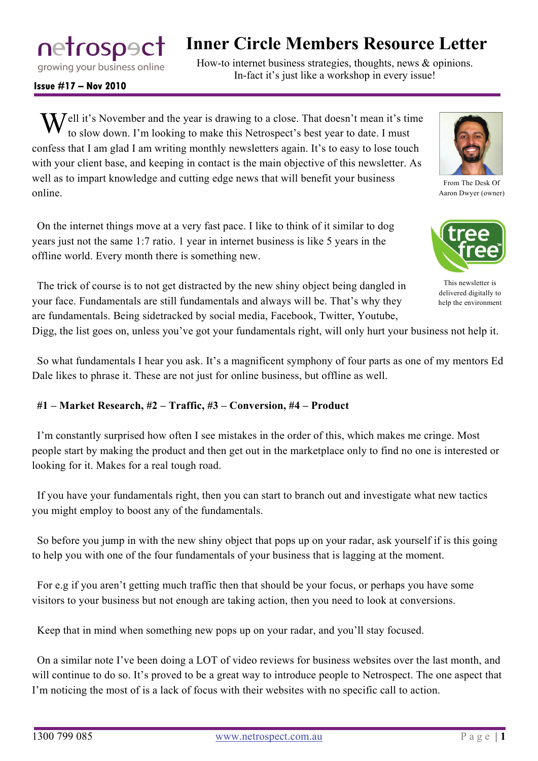netrospect
growing your business online

**Issue #17 – Nov 2010**

# Inner Circle Members Resource Letter

How-to internet business strategies, thoughts, news & opinions.
In-fact it's just like a workshop in every issue!

From The Desk Of
Aaron Dwyer (owner)

This newsletter is delivered digitally to help the environment

Well it's November and the year is drawing to a close. That doesn't mean it's time to slow down. I'm looking to make this Netrospect's best year to date. I must confess that I am glad I am writing monthly newsletters again. It's to easy to lose touch with your client base, and keeping in contact is the main objective of this newsletter. As well as to impart knowledge and cutting edge news that will benefit your business online.

On the internet things move at a very fast pace. I like to think of it similar to dog years just not the same 1:7 ratio. 1 year in internet business is like 5 years in the offline world. Every month there is something new.

The trick of course is to not get distracted by the new shiny object being dangled in your face. Fundamentals are still fundamentals and always will be. That's why they are fundamentals. Being sidetracked by social media, Facebook, Twitter, Youtube, Digg, the list goes on, unless you've got your fundamentals right, will only hurt your business not help it.

So what fundamentals I hear you ask. It's a magnificent symphony of four parts as one of my mentors Ed Dale likes to phrase it. These are not just for online business, but offline as well.

**#1 – Market Research, #2 – Traffic, #3 – Conversion, #4 – Product**

I'm constantly surprised how often I see mistakes in the order of this, which makes me cringe. Most people start by making the product and then get out in the marketplace only to find no one is interested or looking for it. Makes for a real tough road.

If you have your fundamentals right, then you can start to branch out and investigate what new tactics you might employ to boost any of the fundamentals.

So before you jump in with the new shiny object that pops up on your radar, ask yourself if is this going to help you with one of the four fundamentals of your business that is lagging at the moment.

For e.g if you aren't getting much traffic then that should be your focus, or perhaps you have some visitors to your business but not enough are taking action, then you need to look at conversions.

Keep that in mind when something new pops up on your radar, and you'll stay focused.

On a similar note I've been doing a LOT of video reviews for business websites over the last month, and will continue to do so. It's proved to be a great way to introduce people to Netrospect. The one aspect that I'm noticing the most of is a lack of focus with their websites with no specific call to action.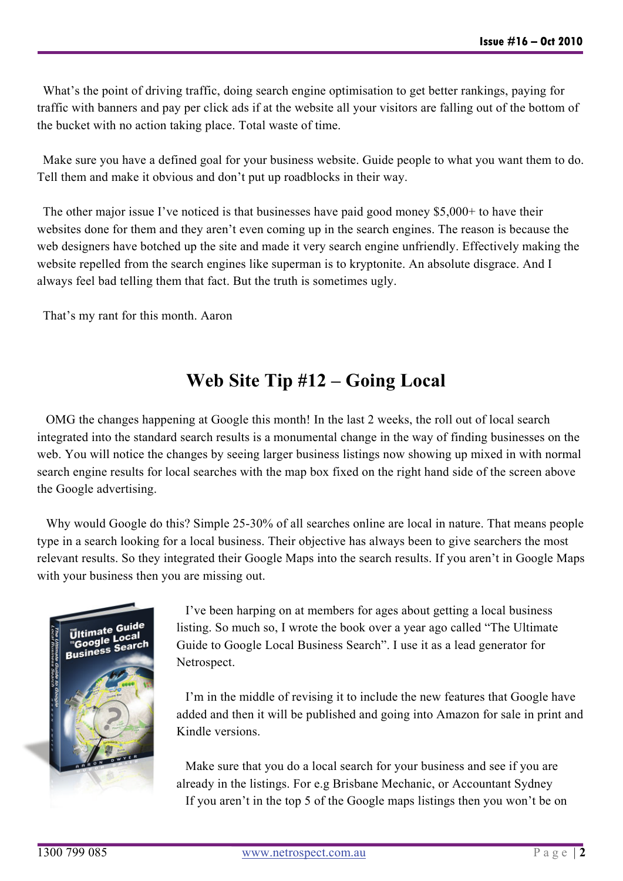What's the point of driving traffic, doing search engine optimisation to get better rankings, paying for traffic with banners and pay per click ads if at the website all your visitors are falling out of the bottom of the bucket with no action taking place. Total waste of time.

Make sure you have a defined goal for your business website. Guide people to what you want them to do. Tell them and make it obvious and don't put up roadblocks in their way.

The other major issue I've noticed is that businesses have paid good money $5,000+ to have their websites done for them and they aren't even coming up in the search engines. The reason is because the web designers have botched up the site and made it very search engine unfriendly. Effectively making the website repelled from the search engines like superman is to kryptonite. An absolute disgrace. And I always feel bad telling them that fact. But the truth is sometimes ugly.

That's my rant for this month. Aaron

## Web Site Tip #12 – Going Local

OMG the changes happening at Google this month! In the last 2 weeks, the roll out of local search integrated into the standard search results is a monumental change in the way of finding businesses on the web. You will notice the changes by seeing larger business listings now showing up mixed in with normal search engine results for local searches with the map box fixed on the right hand side of the screen above the Google advertising.

Why would Google do this? Simple 25-30% of all searches online are local in nature. That means people type in a search looking for a local business. Their objective has always been to give searchers the most relevant results. So they integrated their Google Maps into the search results. If you aren't in Google Maps with your business then you are missing out.

I've been harping on at members for ages about getting a local business listing. So much so, I wrote the book over a year ago called "The Ultimate Guide to Google Local Business Search". I use it as a lead generator for Netrospect.

I'm in the middle of revising it to include the new features that Google have added and then it will be published and going into Amazon for sale in print and Kindle versions.

Make sure that you do a local search for your business and see if you are already in the listings. For e.g Brisbane Mechanic, or Accountant Sydney

If you aren't in the top 5 of the Google maps listings then you won't be on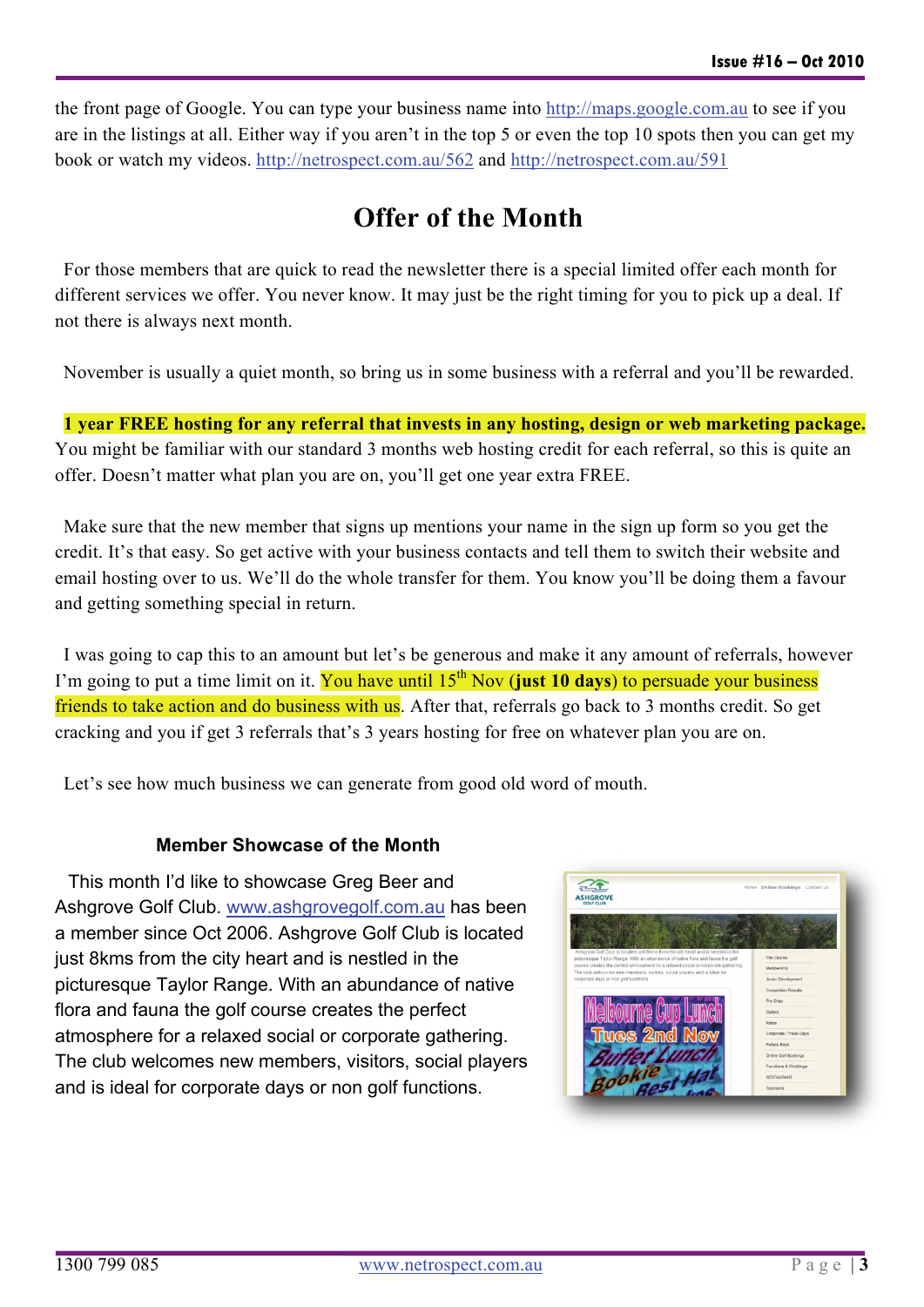the front page of Google. You can type your business name into http://maps.google.com.au to see if you are in the listings at all. Either way if you aren't in the top 5 or even the top 10 spots then you can get my book or watch my videos. http://netrospect.com.au/562 and http://netrospect.com.au/591

# Offer of the Month

For those members that are quick to read the newsletter there is a special limited offer each month for different services we offer. You never know. It may just be the right timing for you to pick up a deal. If not there is always next month.

November is usually a quiet month, so bring us in some business with a referral and you'll be rewarded.

**1 year FREE hosting for any referral that invests in any hosting, design or web marketing package.** You might be familiar with our standard 3 months web hosting credit for each referral, so this is quite an offer. Doesn't matter what plan you are on, you'll get one year extra FREE.

Make sure that the new member that signs up mentions your name in the sign up form so you get the credit. It's that easy. So get active with your business contacts and tell them to switch their website and email hosting over to us. We'll do the whole transfer for them. You know you'll be doing them a favour and getting something special in return.

I was going to cap this to an amount but let's be generous and make it any amount of referrals, however I'm going to put a time limit on it. You have until 15th Nov (**just 10 days**) to persuade your business friends to take action and do business with us. After that, referrals go back to 3 months credit. So get cracking and you if get 3 referrals that's 3 years hosting for free on whatever plan you are on.

Let's see how much business we can generate from good old word of mouth.

### Member Showcase of the Month

This month I'd like to showcase Greg Beer and Ashgrove Golf Club. www.ashgrovegolf.com.au has been a member since Oct 2006. Ashgrove Golf Club is located just 8kms from the city heart and is nestled in the picturesque Taylor Range. With an abundance of native flora and fauna the golf course creates the perfect atmosphere for a relaxed social or corporate gathering. The club welcomes new members, visitors, social players and is ideal for corporate days or non golf functions.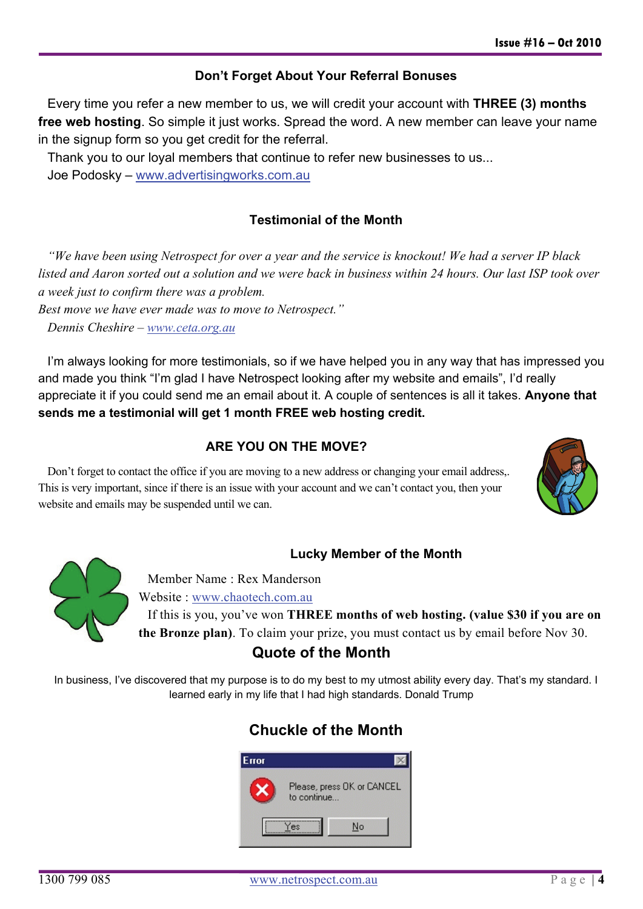### Don't Forget About Your Referral Bonuses

Every time you refer a new member to us, we will credit your account with **THREE (3) months free web hosting**. So simple it just works. Spread the word. A new member can leave your name in the signup form so you get credit for the referral.

Thank you to our loyal members that continue to refer new businesses to us...

Joe Podosky – www.advertisingworks.com.au

### Testimonial of the Month

*"We have been using Netrospect for over a year and the service is knockout! We had a server IP black listed and Aaron sorted out a solution and we were back in business within 24 hours. Our last ISP took over a week just to confirm there was a problem.*

*Best move we have ever made was to move to Netrospect."*

*Dennis Cheshire – www.ceta.org.au*

I'm always looking for more testimonials, so if we have helped you in any way that has impressed you and made you think "I'm glad I have Netrospect looking after my website and emails", I'd really appreciate it if you could send me an email about it. A couple of sentences is all it takes. **Anyone that sends me a testimonial will get 1 month FREE web hosting credit.**

### ARE YOU ON THE MOVE?

Don't forget to contact the office if you are moving to a new address or changing your email address,. This is very important, since if there is an issue with your account and we can't contact you, then your website and emails may be suspended until we can.

### Lucky Member of the Month

Member Name : Rex Manderson

Website : www.chaotech.com.au

If this is you, you've won **THREE months of web hosting. (value $30 if you are on the Bronze plan)**. To claim your prize, you must contact us by email before Nov 30.

## Quote of the Month

In business, I've discovered that my purpose is to do my best to my utmost ability every day. That's my standard. I learned early in my life that I had high standards. Donald Trump

## Chuckle of the Month

Error

Please, press OK or CANCEL to continue...

Yes No

1300 799 085 www.netrospect.com.au